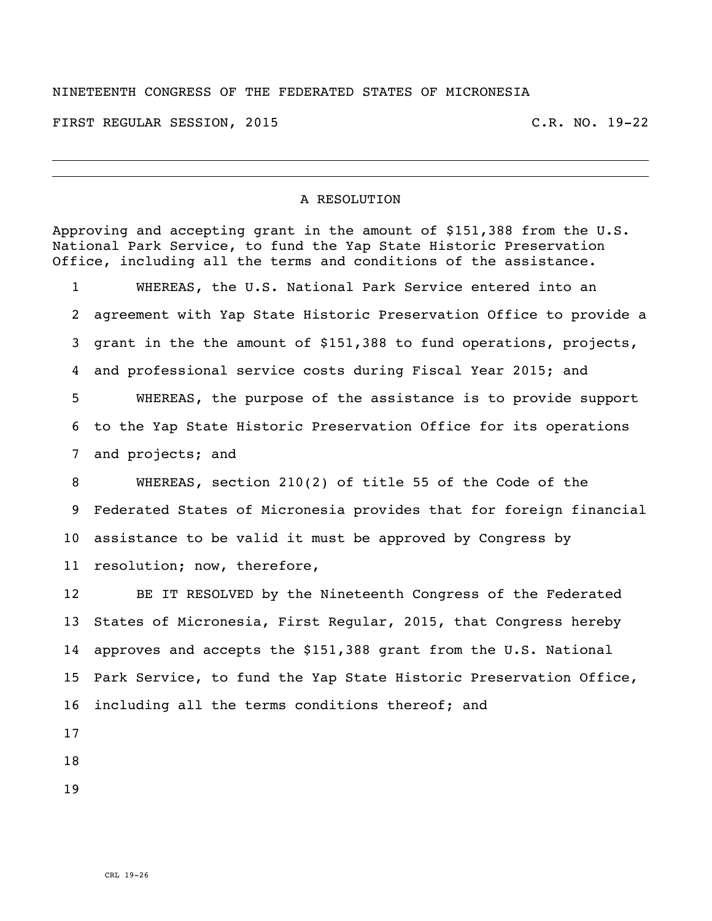NINETEENTH CONGRESS OF THE FEDERATED STATES OF MICRONESIA

FIRST REGULAR SESSION, 2015 C.R. NO. 19-22

---

## A RESOLUTION

Approving and accepting grant in the amount of $151,388 from the U.S. National Park Service, to fund the Yap State Historic Preservation Office, including all the terms and conditions of the assistance.

1 WHEREAS, the U.S. National Park Service entered into an
2 agreement with Yap State Historic Preservation Office to provide a
3 grant in the the amount of $151,388 to fund operations, projects,
4 and professional service costs during Fiscal Year 2015; and
5 WHEREAS, the purpose of the assistance is to provide support
6 to the Yap State Historic Preservation Office for its operations
7 and projects; and
8 WHEREAS, section 210(2) of title 55 of the Code of the
9 Federated States of Micronesia provides that for foreign financial
10 assistance to be valid it must be approved by Congress by
11 resolution; now, therefore,
12 BE IT RESOLVED by the Nineteenth Congress of the Federated
13 States of Micronesia, First Regular, 2015, that Congress hereby
14 approves and accepts the $151,388 grant from the U.S. National
15 Park Service, to fund the Yap State Historic Preservation Office,
16 including all the terms conditions thereof; and
17
18
19

CRL 19-26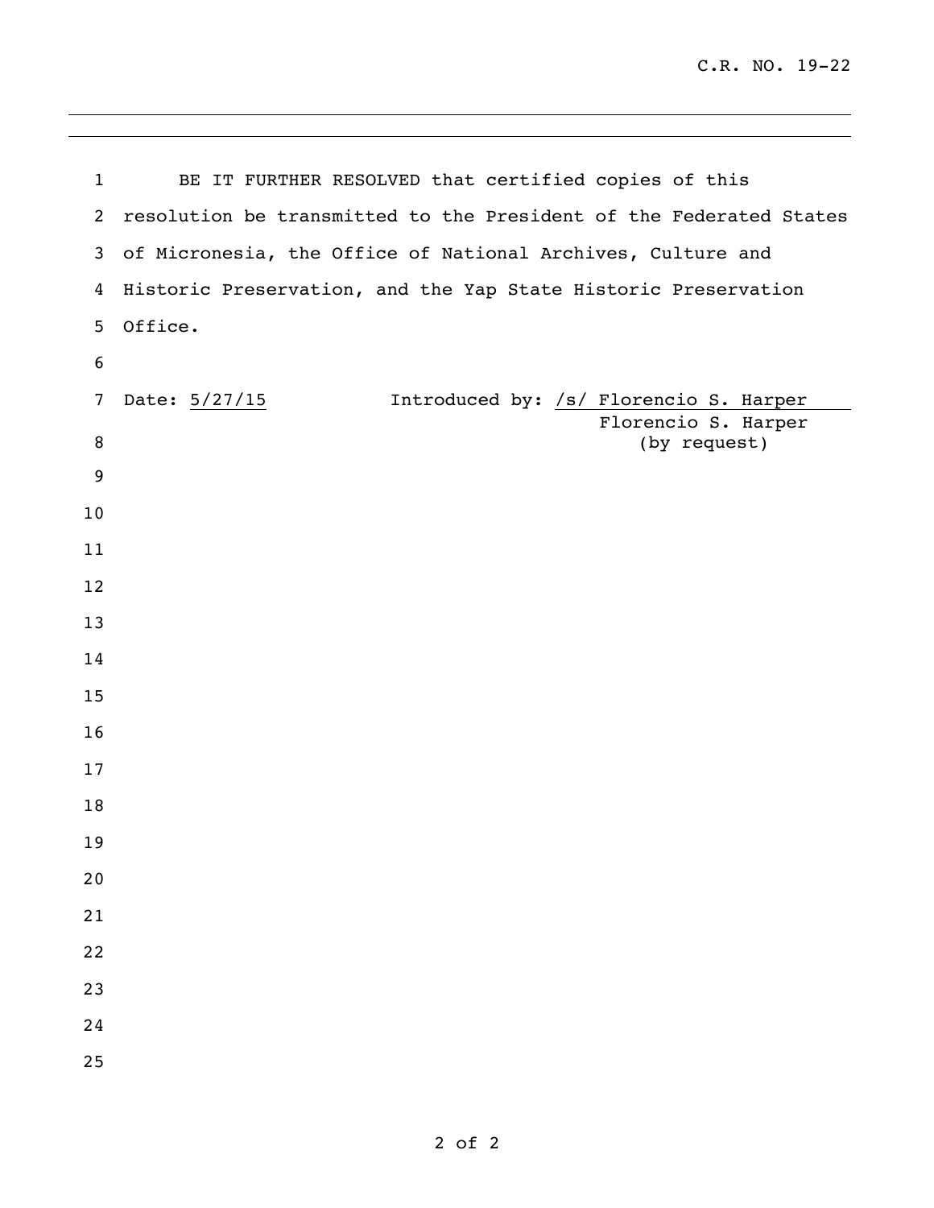BE IT FURTHER RESOLVED that certified copies of this resolution be transmitted to the President of the Federated States of Micronesia, the Office of National Archives, Culture and Historic Preservation, and the Yap State Historic Preservation Office.

Date: 5/27/15

Introduced by: /s/ Florencio S. Harper
Florencio S. Harper
(by request)